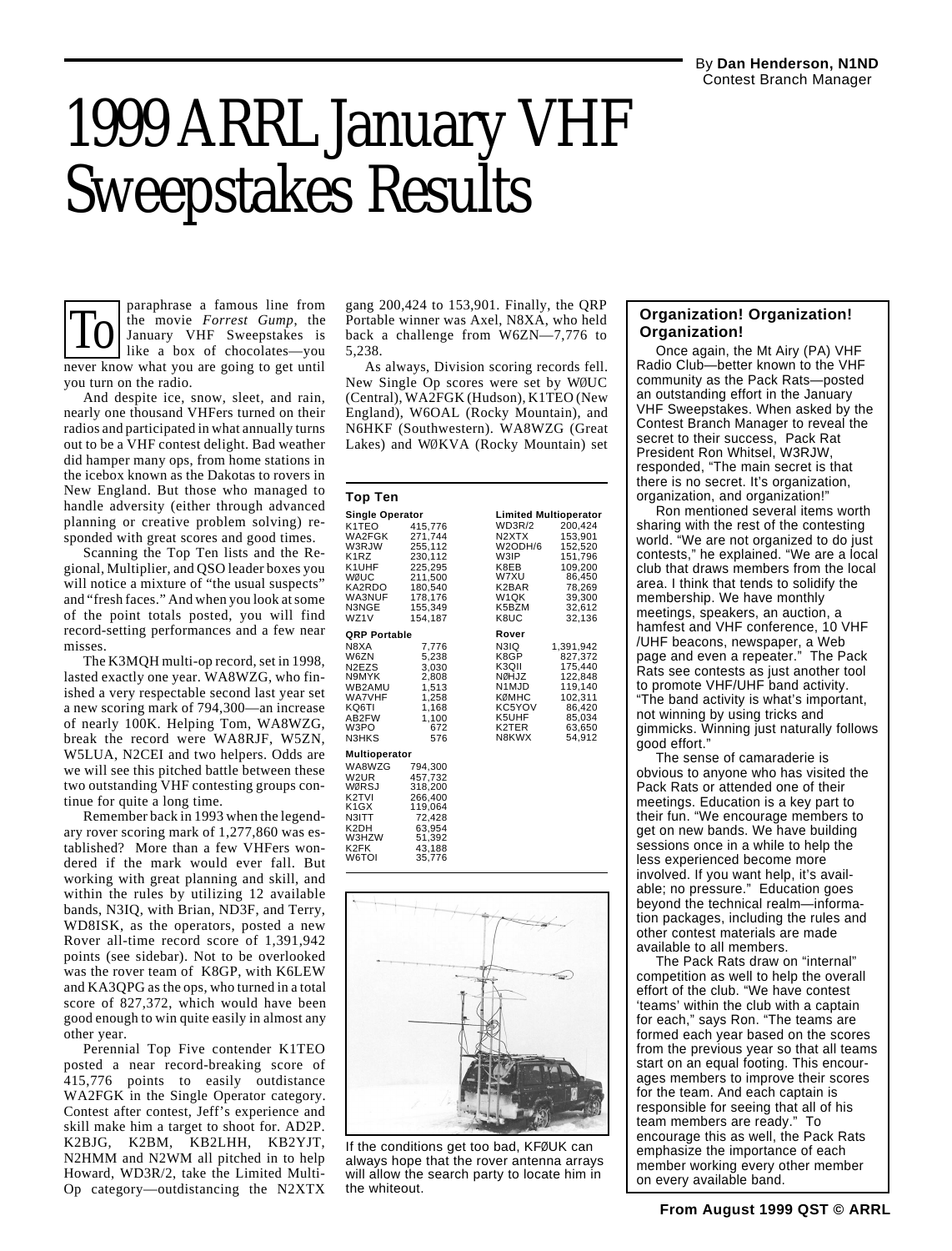By **Dan Henderson, N1ND**
Contest Branch Manager

# 1999 ARRL January VHF Sweepstakes Results

To paraphrase a famous line from the movie *Forrest Gump*, the January VHF Sweepstakes is like a box of chocolates—you never know what you are going to get until you turn on the radio.

And despite ice, snow, sleet, and rain, nearly one thousand VHFers turned on their radios and participated in what annually turns out to be a VHF contest delight. Bad weather did hamper many ops, from home stations in the icebox known as the Dakotas to rovers in New England. But those who managed to handle adversity (either through advanced planning or creative problem solving) responded with great scores and good times.

Scanning the Top Ten lists and the Regional, Multiplier, and QSO leader boxes you will notice a mixture of "the usual suspects" and "fresh faces." And when you look at some of the point totals posted, you will find record-setting performances and a few near misses.

The K3MQH multi-op record, set in 1998, lasted exactly one year. WA8WZG, who finished a very respectable second last year set a new scoring mark of 794,300—an increase of nearly 100K. Helping Tom, WA8WZG, break the record were WA8RJF, W5ZN, W5LUA, N2CEI and two helpers. Odds are we will see this pitched battle between these two outstanding VHF contesting groups continue for quite a long time.

Remember back in 1993 when the legendary rover scoring mark of 1,277,860 was established? More than a few VHFers wondered if the mark would ever fall. But working with great planning and skill, and within the rules by utilizing 12 available bands, N3IQ, with Brian, ND3F, and Terry, WD8ISK, as the operators, posted a new Rover all-time record score of 1,391,942 points (see sidebar). Not to be overlooked was the rover team of K8GP, with K6LEW and KA3QPG as the ops, who turned in a total score of 827,372, which would have been good enough to win quite easily in almost any other year.

Perennial Top Five contender K1TEO posted a near record-breaking score of 415,776 points to easily outdistance WA2FGK in the Single Operator category. Contest after contest, Jeff's experience and skill make him a target to shoot for. AD2P, K2BJG, K2BM, KB2LHH, KB2YJT, N2HMM and N2WM all pitched in to help Howard, WD3R/2, take the Limited Multi-Op category—outdistancing the N2XTX gang 200,424 to 153,901. Finally, the QRP Portable winner was Axel, N8XA, who held back a challenge from W6ZN—7,776 to 5,238.

As always, Division scoring records fell. New Single Op scores were set by WØUC (Central), WA2FGK (Hudson), K1TEO (New England), W6OAL (Rocky Mountain), and N6HKF (Southwestern). WA8WZG (Great Lakes) and WØKVA (Rocky Mountain) set

### Top Ten

| Single Operator | | Limited Multioperator | |
|---|---|---|---|
| K1TEO | 415,776 | WD3R/2 | 200,424 |
| WA2FGK | 271,744 | N2XTX | 153,901 |
| W3RJW | 255,112 | W2ODH/6 | 152,520 |
| K1RZ | 230,112 | W3IP | 151,796 |
| K1UHF | 225,295 | K8EB | 109,200 |
| WØUC | 211,500 | W7XU | 86,450 |
| KA2RDO | 180,540 | K2BAR | 78,269 |
| WA3NUF | 178,176 | W1QK | 39,300 |
| N3NGE | 155,349 | K5BZM | 32,612 |
| WZ1V | 154,187 | K8UC | 32,136 |

| QRP Portable | | Rover | |
|---|---|---|---|
| N8XA | 7,776 | N3IQ | 1,391,942 |
| W6ZN | 5,238 | K8GP | 827,372 |
| N2EZS | 3,030 | K3QII | 175,440 |
| N9MYK | 2,808 | NØHJZ | 122,848 |
| WB2AMU | 1,513 | N1MJD | 119,140 |
| WA7VHF | 1,258 | KØMHC | 102,311 |
| KQ6TI | 1,168 | KC5YOV | 86,420 |
| AB2FW | 1,100 | K5UHF | 85,034 |
| W3PO | 672 | K2TER | 63,650 |
| N3HKS | 576 | N8KWX | 54,912 |

| Multioperator | |
|---|---|
| WA8WZG | 794,300 |
| W2UR | 457,732 |
| WØRSJ | 318,200 |
| K2TVI | 266,400 |
| K1GX | 119,064 |
| N3ITT | 72,428 |
| K2DH | 63,954 |
| W3HZW | 51,392 |
| K2FK | 43,188 |
| W6TOI | 35,776 |

If the conditions get too bad, KFØUK can always hope that the rover antenna arrays will allow the search party to locate him in the whiteout.

### Organization! Organization! Organization!

Once again, the Mt Airy (PA) VHF Radio Club—better known to the VHF community as the Pack Rats—posted an outstanding effort in the January VHF Sweepstakes. When asked by the Contest Branch Manager to reveal the secret to their success, Pack Rat President Ron Whitsel, W3RJW, responded, "The main secret is that there is no secret. It's organization, organization, and organization!"

Ron mentioned several items worth sharing with the rest of the contesting world. "We are not organized to do just contests," he explained. "We are a local club that draws members from the local area. I think that tends to solidify the membership. We have monthly meetings, speakers, an auction, a hamfest and VHF conference, 10 VHF /UHF beacons, newspaper, a Web page and even a repeater." The Pack Rats see contests as just another tool to promote VHF/UHF band activity. "The band activity is what's important, not winning by using tricks and gimmicks. Winning just naturally follows good effort."

The sense of camaraderie is obvious to anyone who has visited the Pack Rats or attended one of their meetings. Education is a key part to their fun. "We encourage members to get on new bands. We have building sessions once in a while to help the less experienced become more involved. If you want help, it's available; no pressure." Education goes beyond the technical realm—information packages, including the rules and other contest materials are made available to all members.

The Pack Rats draw on "internal" competition as well to help the overall effort of the club. "We have contest 'teams' within the club with a captain for each," says Ron. "The teams are formed each year based on the scores from the previous year so that all teams start on an equal footing. This encourages members to improve their scores for the team. And each captain is responsible for seeing that all of his team members are ready." To encourage this as well, the Pack Rats emphasize the importance of each member working every other member on every available band.

**From August 1999 QST © ARRL**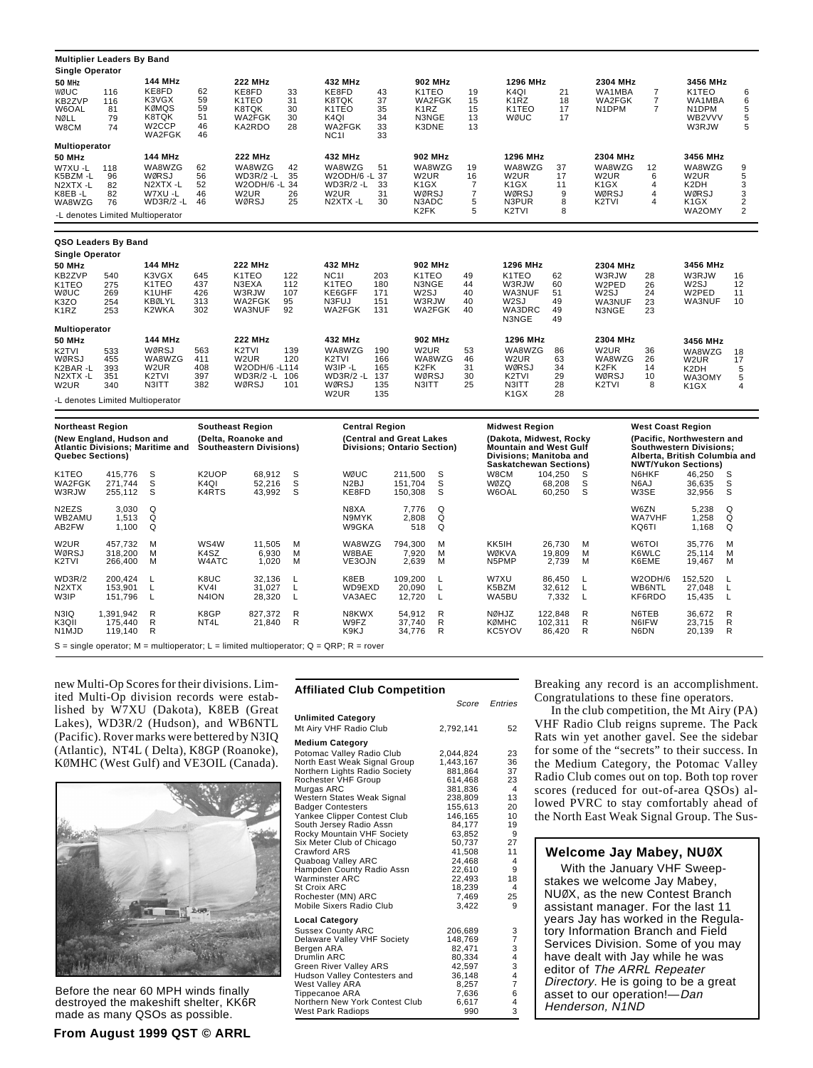## Multiplier Leaders By Band

### Single Operator

| 50 MHz | | 144 MHz | | 222 MHz | | 432 MHz | | 902 MHz | | 1296 MHz | | 2304 MHz | | 3456 MHz | |
|---|---|---|---|---|---|---|---|---|---|---|---|---|---|---|---|
| WØUC | 116 | KE8FD | 62 | KE8FD | 33 | KE8FD | 43 | K1TEO | 19 | K4QI | 21 | WA1MBA | 7 | K1TEO | 6 |
| KB2ZVP | 116 | K3VGX | 59 | K1TEO | 31 | K8TQK | 37 | WA2FGK | 15 | K1RZ | 18 | WA2FGK | 7 | WA1MBA | 6 |
| W6OAL | 81 | KØMQS | 59 | K8TQK | 30 | K1TEO | 35 | K1RZ | 15 | K1TEO | 17 | N1DPM | 7 | N1DPM | 5 |
| NØLL | 79 | K8TQK | 51 | WA2FGK | 30 | K4QI | 34 | N3NGE | 13 | WØUC | 17 | | | WB2VVV | 5 |
| W8CM | 74 | W2CCP | 46 | KA2RDO | 28 | WA2FGK | 33 | K3DNE | 13 | | | | | W3RJW | 5 |
| | | WA2FGK | 46 | | | NC1I | 33 | | | | | | | | |

### Multioperator

| 50 MHz | | 144 MHz | | 222 MHz | | 432 MHz | | 902 MHz | | 1296 MHz | | 2304 MHz | | 3456 MHz | |
|---|---|---|---|---|---|---|---|---|---|---|---|---|---|---|---|
| W7XU -L | 118 | WA8WZG | 62 | WA8WZG | 42 | WA8WZG | 51 | WA8WZG | 19 | WA8WZG | 37 | WA8WZG | 12 | WA8WZG | 9 |
| K5BZM -L | 96 | WØRSJ | 56 | WD3R/2 -L | 35 | W2ODH/6 -L | 37 | W2UR | 16 | W2UR | 17 | W2UR | 6 | W2UR | 5 |
| N2XTX -L | 82 | N2XTX -L | 52 | W2ODH/6 -L | 34 | WD3R/2 -L | 33 | K1GX | 7 | K1GX | 11 | K1GX | 4 | K2DH | 3 |
| K8EB -L | 82 | W7XU -L | 46 | W2UR | 26 | W2UR | 31 | WØRSJ | 7 | WØRSJ | 9 | WØRSJ | 4 | WØRSJ | 3 |
| WA8WZG | 76 | WD3R/2 -L | 46 | WØRSJ | 25 | N2XTX -L | 30 | N3ADC | 5 | N3PUR | 8 | K2TVI | 4 | K1GX | 2 |
| | | | | | | | | K2FK | 5 | K2TVI | 8 | | | WA2OMY | 2 |

-L denotes Limited Multioperator

## QSO Leaders By Band

### Single Operator

| 50 MHz | | 144 MHz | | 222 MHz | | 432 MHz | | 902 MHz | | 1296 MHz | | 2304 MHz | | 3456 MHz | |
|---|---|---|---|---|---|---|---|---|---|---|---|---|---|---|---|
| KB2ZVP | 540 | K3VGX | 645 | K1TEO | 122 | NC1I | 203 | K1TEO | 49 | K1TEO | 62 | W3RJW | 28 | W3RJW | 16 |
| K1TEO | 275 | K1TEO | 437 | N3EXA | 112 | K1TEO | 180 | N3NGE | 44 | W3RJW | 60 | W2PED | 26 | W2SJ | 12 |
| WØUC | 269 | K1UHF | 426 | W3RJW | 107 | KE6GFF | 171 | W2SJ | 40 | WA3NUF | 51 | W2SJ | 24 | W2PED | 11 |
| K3ZO | 254 | KBØLYL | 313 | WA2FGK | 95 | N3FUJ | 151 | W3RJW | 40 | W2SJ | 49 | WA3NUF | 23 | WA3NUF | 10 |
| K1RZ | 253 | K2WKA | 302 | WA3NUF | 92 | WA2FGK | 131 | WA2FGK | 40 | WA3DRC | 49 | N3NGE | 23 | | |
| | | | | | | | | | | N3NGE | 49 | | | | |

### Multioperator

| 50 MHz | | 144 MHz | | 222 MHz | | 432 MHz | | 902 MHz | | 1296 MHz | | 2304 MHz | | 3456 MHz | |
|---|---|---|---|---|---|---|---|---|---|---|---|---|---|---|---|
| K2TVI | 533 | WØRSJ | 563 | K2TVI | 139 | WA8WZG | 190 | W2UR | 53 | WA8WZG | 86 | W2UR | 36 | WA8WZG | 18 |
| WØRSJ | 455 | WA8WZG | 411 | W2UR | 120 | K2TVI | 166 | WA8WZG | 46 | W2UR | 63 | WA8WZG | 26 | W2UR | 17 |
| K2BAR -L | 393 | W2UR | 408 | W2ODH/6 -L | 114 | W3IP -L | 165 | K2FK | 31 | WØRSJ | 34 | K2FK | 14 | K2DH | 5 |
| N2XTX -L | 351 | K2TVI | 397 | WD3R/2 -L | 106 | WD3R/2 -L | 137 | WØRSJ | 30 | K2TVI | 29 | WØRSJ | 10 | WA3OMY | 5 |
| W2UR | 340 | N3ITT | 382 | WØRSJ | 101 | WØRSJ | 135 | N3ITT | 25 | N3ITT | 28 | K2TVI | 8 | K1GX | 4 |
| | | | | | | W2UR | 135 | | | K1GX | 28 | | | | |

-L denotes Limited Multioperator

## Regional Leaders

| Northeast Region (New England, Hudson and Atlantic Divisions; Maritime and Quebec Sections) | | | Southeast Region (Delta, Roanoke and Southeastern Divisions) | | | Central Region (Central and Great Lakes Divisions; Ontario Section) | | | Midwest Region (Dakota, Midwest, Rocky Mountain and West Gulf Divisions; Manitoba and Saskatchewan Sections) | | | West Coast Region (Pacific, Northwestern and Southwestern Divisions; Alberta, British Columbia and NWT/Yukon Sections) | | |
|---|---|---|---|---|---|---|---|---|---|---|---|---|---|---|
| K1TEO | 415,776 | S | K2UOP | 68,912 | S | WØUC | 211,500 | S | W8CM | 104,250 | S | N6HKF | 46,250 | S |
| WA2FGK | 271,744 | S | K4QI | 52,216 | S | N2BJ | 151,704 | S | WØZQ | 68,208 | S | N6AJ | 36,635 | S |
| W3RJW | 255,112 | S | K4RTS | 43,992 | S | KE8FD | 150,308 | S | W6OAL | 60,250 | S | W3SE | 32,956 | S |
| N2EZS | 3,030 | Q | | | | N8XA | 7,776 | Q | | | | W6ZN | 5,238 | Q |
| WB2AMU | 1,513 | Q | | | | N9MYK | 2,808 | Q | | | | WA7VHF | 1,258 | Q |
| AB2FW | 1,100 | Q | | | | W9GKA | 518 | Q | | | | KQ6TI | 1,168 | Q |
| W2UR | 457,732 | M | WS4W | 11,505 | M | WA8WZG | 794,300 | M | KK5IH | 26,730 | M | W6TOI | 35,776 | M |
| WØRSJ | 318,200 | M | K4SZ | 6,930 | M | W8BAE | 7,920 | M | WØKVA | 19,809 | M | K6WLC | 25,114 | M |
| K2TVI | 266,400 | M | W4ATC | 1,020 | M | VE3OJN | 2,639 | M | N5PMP | 2,739 | M | K6EME | 19,467 | M |
| WD3R/2 | 200,424 | L | K8UC | 32,136 | L | K8EB | 109,200 | L | W7XU | 86,450 | L | W2ODH/6 | 152,520 | L |
| N2XTX | 153,901 | L | KV4I | 31,027 | L | WD9EXD | 20,090 | L | K5BZM | 32,612 | L | WB6NTL | 27,048 | L |
| W3IP | 151,796 | L | N4ION | 28,320 | L | VA3AEC | 12,720 | L | WA5BU | 7,332 | L | KF6RDO | 15,435 | L |
| N3IQ | 1,391,942 | R | K8GP | 827,372 | R | N8KWX | 54,912 | R | NØHJZ | 122,848 | R | N6TEB | 36,672 | R |
| K3QII | 175,440 | R | NT4L | 21,840 | R | W9FZ | 37,740 | R | KØMHC | 102,311 | R | N6IFW | 23,715 | R |
| N1MJD | 119,140 | R | | | | K9KJ | 34,776 | R | KC5YOV | 86,420 | R | N6DN | 20,139 | R |

S = single operator; M = multioperator; L = limited multioperator; Q = QRP; R = rover

new Multi-Op Scores for their divisions. Limited Multi-Op division records were established by W7XU (Dakota), K8EB (Great Lakes), WD3R/2 (Hudson), and WB6NTL (Pacific). Rover marks were bettered by N3IQ (Atlantic), NT4L ( Delta), K8GP (Roanoke), KØMHC (West Gulf) and VE3OIL (Canada).

Before the near 60 MPH winds finally destroyed the makeshift shelter, KK6R made as many QSOs as possible.

## Affiliated Club Competition

| | Score | Entries |
|---|---|---|
| **Unlimited Category** | | |
| Mt Airy VHF Radio Club | 2,792,141 | 52 |
| **Medium Category** | | |
| Potomac Valley Radio Club | 2,044,824 | 23 |
| North East Weak Signal Group | 1,443,167 | 36 |
| Northern Lights Radio Society | 881,864 | 37 |
| Rochester VHF Group | 614,468 | 23 |
| Murgas ARC | 381,836 | 4 |
| Western States Weak Signal | 238,809 | 13 |
| Badger Contesters | 155,613 | 20 |
| Yankee Clipper Contest Club | 146,165 | 10 |
| South Jersey Radio Assn | 84,177 | 19 |
| Rocky Mountain VHF Society | 63,852 | 9 |
| Six Meter Club of Chicago | 50,737 | 27 |
| Crawford ARS | 41,508 | 11 |
| Quaboag Valley ARC | 24,468 | 4 |
| Hampden County Radio Assn | 22,610 | 9 |
| Warminster ARC | 22,493 | 18 |
| St Croix ARC | 18,239 | 4 |
| Rochester (MN) ARC | 7,469 | 25 |
| Mobile Sixers Radio Club | 3,422 | 9 |
| **Local Category** | | |
| Sussex County ARC | 206,689 | 3 |
| Delaware Valley VHF Society | 148,769 | 7 |
| Bergen ARA | 82,471 | 3 |
| Drumlin ARC | 80,334 | 4 |
| Green River Valley ARS | 42,597 | 3 |
| Hudson Valley Contesters and | 36,148 | 4 |
| West Valley ARA | 8,257 | 7 |
| Tippecanoe ARA | 7,636 | 6 |
| Northern New York Contest Club | 6,617 | 4 |
| West Park Radiops | 990 | 3 |

Breaking any record is an accomplishment. Congratulations to these fine operators.

In the club competition, the Mt Airy (PA) VHF Radio Club reigns supreme. The Pack Rats win yet another gavel. See the sidebar for some of the "secrets" to their success. In the Medium Category, the Potomac Valley Radio Club comes out on top. Both top rover scores (reduced for out-of-area QSOs) allowed PVRC to stay comfortably ahead of the North East Weak Signal Group. The Sus-

### Welcome Jay Mabey, NUØX

With the January VHF Sweepstakes we welcome Jay Mabey, NUØX, as the new Contest Branch assistant manager. For the last 11 years Jay has worked in the Regulatory Information Branch and Field Services Division. Some of you may have dealt with Jay while he was editor of *The ARRL Repeater Directory*. He is going to be a great asset to our operation!—*Dan Henderson, N1ND*

**From August 1999 QST © ARRL**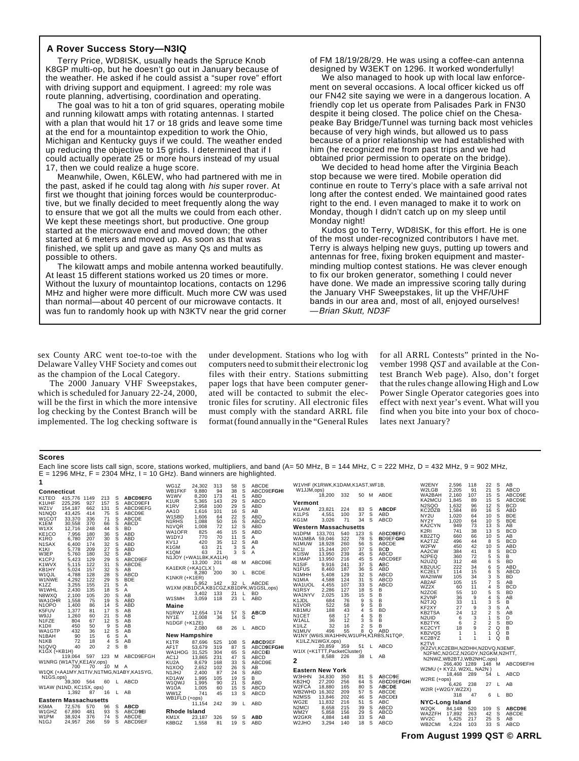## A Rover Success Story—N3IQ

Terry Price, WD8ISK, usually heads the Spruce Knob K8GP multi-op, but he doesn't go out in January because of the weather. He asked if he could assist a "super rove" effort with driving support and equipment. I agreed: my role was route planning, advertising, coordination and operating.

The goal was to hit a ton of grid squares, operating mobile and running kilowatt amps with rotating antennas. I started with a plan that would hit 17 or 18 grids and leave some time at the end for a mountaintop expedition to work the Ohio, Michigan and Kentucky guys if we could. The weather ended up reducing the objective to 15 grids. I determined that if I could actually operate 25 or more hours instead of my usual 17, then we could realize a huge score.

Meanwhile, Owen, K6LEW, who had partnered with me in the past, asked if he could tag along with *his* super rover. At first we thought that joining forces would be counterproductive, but we finally decided to meet frequently along the way to ensure that we got all the mults we could from each other. We kept these meetings short, but productive. One group started at the microwave end and moved down; the other started at 6 meters and moved up. As soon as that was finished, we split up and gave as many Qs and mults as possible to others.

The kilowatt amps and mobile antenna worked beautifully. At least 15 different stations worked us 20 times or more. Without the luxury of mountaintop locations, contacts on 1296 MHz and higher were more difficult. Much more CW was used than normal—about 40 percent of our microwave contacts. It was fun to randomly hook up with N3KTV near the grid corner of FM 18/19/28/29. He was using a coffee-can antenna designed by W3EKT on 1296. It worked wonderfully!

We also managed to hook up with local law enforcement on several occasions. A local officer kicked us off our FN42 site saying we were in a dangerous location. A friendly cop let us operate from Palisades Park in FN30 despite it being closed. The police chief on the Chesapeake Bay Bridge/Tunnel was turning back most vehicles because of very high winds, but allowed us to pass because of a prior relationship we had established with him (he recognized me from past trips and we had obtained prior permission to operate on the bridge).

We decided to head home after the Virginia Beach stop because we were tired. Mobile operation did continue en route to Terry's place with a safe arrival not long after the contest ended. We maintained good rates right to the end. I even managed to make it to work on Monday, though I didn't catch up on my sleep until Monday night!

Kudos go to Terry, WD8ISK, for this effort. He is one of the most under-recognized contributors I have met. Terry is always helping new guys, putting up towers and antennas for free, fixing broken equipment and master-minding multiop contest stations. He was clever enough to fix our broken generator, something I could never have done. We made an impressive scoring tally during the January VHF Sweepstakes, lit up the VHF/UHF bands in our area and, most of all, enjoyed ourselves! —*Brian Skutt, ND3F*

sex County ARC went toe-to-toe with the Delaware Valley VHF Society and comes out as the champion of the Local Category.

The 2000 January VHF Sweepstakes, which is scheduled for January 22-24, 2000, will be the first in which the more intensive log checking by the Contest Branch will be implemented. The log checking software is under development. Stations who log with computers need to submit their electronic log files with their entry. Stations submitting paper logs that have been computer generated will be contacted to submit the electronic files for scrutiny. All electronic files must comply with the standard ARRL file format (found annually in the "General Rules for all ARRL Contests" printed in the November 1998 *QST* and available at the Contest Branch Web page). Also, don't forget that the rules change allowing High and Low Power Single Operator categories goes into effect with next year's event. What will you find when you bite into your box of chocolates next January?

## Scores

Each line score lists call sign, score, stations worked, multipliers, and band (A= 50 MHz, B = 144 MHz, C = 222 MHz, D = 432 MHz, 9 = 902 MHz, E = 1296 MHz, F = 2304 MHz, I = 10 GHz). Band winners are highlighted.

**1**

**Connecticut**

| Call | Score | QSOs | Mults | Cat | Bands |
|---|---|---|---|---|---|
| K1TEO | 415,776 | 1149 | 213 | S | **ABCD9EFG** |
| K1UHF | 225,295 | 927 | 157 | S | ABCD9EF**I** |
| WZ1V | 154,187 | 662 | 131 | S | ABCD9EFG |
| N1NQD | 43,425 | 414 | 75 | S | ABCD9E |
| W1COT | 33,370 | 336 | 71 | S | ABCDE |
| K1EM | 30,558 | 370 | 66 | S | ABCD |
| W1XX | 12,716 | 248 | 44 | S | BD |
| KE1CO | 7,956 | 180 | 36 | S | ABD |
| K1RO | 6,780 | 207 | 30 | S | ABD |
| N1SAX | 6,400 | 174 | 32 | S | ABD |
| K1KI | 5,778 | 209 | 27 | S | ABD |
| W3EP | 5,760 | 180 | 32 | S | AB |
| K1CPJ | 5,423 | 129 | 29 | S | ABCD9EF |
| K1WVX | 5,115 | 122 | 31 | S | ABCDE |
| KB1HY | 5,024 | 157 | 32 | S | AB |
| W1QJL | 4,788 | 128 | 28 | S | ABCD |
| W1NWE | 4,292 | 122 | 29 | S | BDE |
| K1ZZ | 3,255 | 155 | 21 | S | A |
| W1WHL | 2,430 | 135 | 18 | S | A |
| N8WXQ | 2,100 | 105 | 20 | S | AB |
| WA1OHR | 1,558 | 75 | 19 | S | ABD |
| N1OPO | 1,400 | 86 | 14 | S | ABD |
| K5FUV | 1,377 | 81 | 17 | S | AB |
| W9JJ | 1,260 | 60 | 21 | S | AB |
| N1FZE | 804 | 67 | 12 | S | AB |
| K1DII | 450 | 50 | 9 | S | AB |
| WA1GTP | 432 | 36 | 12 | S | AB |
| N1BAH | 90 | 15 | 6 | S | A |
| N1KB | 72 | 18 | 4 | S | AB |
| N1QVQ | 40 | 20 | 2 | S | B |
| K1GX (+KB1H) | 119,064 | 597 | 123 | M | ABCD9EFGH |
| W1NRG (W1ATV,KE1AV,ops) | 700 | 70 | 10 | M | A |
| W1QK (+AA1MY,N1TIV,N1TMG,N1ABY,KA1SYG, N1GS,ops) | 39,300 | 564 | 60 | L | ABCD |
| W1AW (N1ND, KC1SX, ops) | 1,392 | 87 | 16 | L | AB |

**Eastern Massachusetts**

| Call | Score | QSOs | Mults | Cat | Bands |
|---|---|---|---|---|---|
| K5MA | 72,576 | 570 | 96 | S | **ABCD** |
| W1GHZ | 67,890 | 481 | 93 | S | ABCD**9E**I |
| W1PM | 38,924 | 376 | 74 | S | ABCDE |
| N1GJ | 24,957 | 266 | 59 | S | ABCD9EF |
| WG1Z | 24,302 | 313 | 58 | S | ABCDE |
| WB1FKF | 9,880 | 94 | 38 | S | ABCD9E**FGHI** |
| W1WV | 8,200 | 173 | 41 | S | ABD |
| K1UR | 5,365 | 143 | 29 | S | ABCD |
| K1RV | 2,958 | 100 | 29 | S | ABD |
| AA1O | 1,616 | 101 | 16 | S | AB |
| W1SBD | 1,606 | 64 | 22 | S | ABD |
| N1RHS | 1,088 | 50 | 16 | S | ABCD |
| N1VQR | 1,008 | 72 | 12 | S | ABD |
| WA1OFR | 825 | 46 | 15 | S | ABD |
| W1DYJ | 770 | 70 | 11 | S | A |
| KV1J | 420 | 35 | 12 | S | AB |
| K1GM | 63 | 21 | 3 | S | A |
| K1QM | 63 | 21 | 3 | S | A |
| N1JOY (+WA1LBK,KA1LH) | 13,200 | 201 | 48 | M | ABCD9E |
| KA1EKR (+KA1CLX ) | 8,280 | 200 | 30 | L | BCDE |
| K1NKR (+K1ER) | 5,952 | 142 | 32 | L | ABCDE |
| W1XM (KB1DCA,KB1CGZ,KB1DPK,W1GSL,ops) | 3,402 | 133 | 21 | L | BD |
| W1SMH | 3,059 | 118 | 23 | L | ABD |

**Maine**

| Call | Score | QSOs | Mults | Cat | Bands |
|---|---|---|---|---|---|
| N1RWY | 12,654 | 174 | 57 | S | **AB**CD |
| NY1E | 1,008 | 36 | 14 | S | **C** |
| N1DGF (+K1ZE) | 2,080 | 68 | 26 | L | ABCD |

**New Hampshire**

| Call | Score | QSOs | Mults | Cat | Bands |
|---|---|---|---|---|---|
| K1TR | 87,696 | 525 | 108 | S | **ABCD**9EF |
| AF1T | 53,679 | 319 | 87 | S | ABCD**9EFGHI** |
| WA1HOG | 31,525 | 304 | 65 | S | ABCD**E**I |
| AC1J | 13,865 | 231 | 47 | S | ABCD |
| KU2A | 8,679 | 168 | 33 | S | ABCD9E |
| N1XOQ | 2,652 | 102 | 26 | S | AB |
| N1JHJ | 2,400 | 87 | 24 | S | ABD |
| KD1AW | 1,995 | 105 | 19 | S | B |
| W1QWJ | 1,995 | 90 | 21 | S | ABD |
| W1OA | 1,005 | 60 | 15 | S | ABCD |
| WW1Z | 741 | 45 | 13 | S | ABCD |
| WB1FLD (+ops) | 11,154 | 242 | 39 | L | ABD |

**Rhode Island**

| Call | Score | QSOs | Mults | Cat | Bands |
|---|---|---|---|---|---|
| KM1X | 23,187 | 326 | 59 | S | **ABD** |
| K8BGZ | 1,558 | 81 | 19 | S | ABD |
| W1VHF (K1RWK,K1DAM,K1AST,WF1B, W1JJM,ops) | 18,200 | 332 | 50 | M | ABDE |

**Vermont**

| Call | Score | QSOs | Mults | Cat | Bands |
|---|---|---|---|---|---|
| W1AIM | 23,821 | 224 | 83 | S | **ABCDF** |
| K1LPS | 4,551 | 100 | 37 | S | ABD |
| KG1M | 3,026 | 71 | 34 | S | ABCD |

**Western Massachusetts**

| Call | Score | QSOs | Mults | Cat | Bands |
|---|---|---|---|---|---|
| N1DPM | 133,701 | 540 | 123 | S | ABC**D9EFG** |
| WA1MBA | 59,046 | 322 | 78 | S | **B**D9EF**GHI** |
| N1MUW | 18,928 | 260 | 56 | S | ABCDE |
| NC1I | 15,244 | 207 | 37 | S | BC**D** |
| K1ISW | 13,950 | 239 | 45 | S | ABCD |
| K1MAP | 13,950 | 216 | 45 | S | ABCD9EF |
| N1SIF | 9,916 | 241 | 37 | S | A**B**C |
| N1FUS | 8,460 | 187 | 36 | S | ABD |
| N1MHH | 5,408 | 129 | 32 | S | ABCD |
| N1MIA | 4,588 | 124 | 31 | S | ABCD |
| WA1UOL | 4,455 | 107 | 33 | S | ABCD |
| N1RSY | 2,286 | 127 | 18 | S | B |
| WA1NYV | 2,025 | 135 | 15 | S | B |
| K1JDL | 684 | 76 | 9 | S | B |
| N1VOR | 522 | 58 | 9 | S | B |
| KB1MU | 188 | 43 | 4 | S | BD |
| N1CET | 68 | 17 | 4 | S | B |
| W1ALL | 36 | 12 | 3 | S | B |
| K1ILZ | 32 | 16 | 2 | S | B |
| N1MUV | 496 | 55 | 8 | Q | ABD |
| W1NY (W6IS,WA1HHN,W1UPH,K1RBS,N1TQP, K1ILZ,N1WGX,ops) | 20,859 | 359 | 51 | L | ABCD |
| W1IX (+K1TTT,PacketCluster) | 8,588 | 226 | 38 | L | AB |

**2**

**Eastern New York**

| Call | Score | QSOs | Mults | Cat | Bands |
|---|---|---|---|---|---|
| W3HHN | 34,830 | 350 | 81 | S | A**BCD9E** |
| KB2HQ | 27,200 | 256 | 64 | S | ABCD9E**FGHI** |
| W2FCA | 18,880 | 165 | 80 | S | AB**CDE** |
| WB2WHD | 16,302 | 209 | 57 | S | ABCDE |
| N2MSS | 13,846 | 202 | 46 | S | ABCDEI |
| WG2E | 11,832 | 216 | 51 | S | ABC |
| N2MCI | 8,658 | 215 | 39 | S | ABCD |
| WM2Y | 5,858 | 156 | 29 | S | ABCD |
| W2GKR | 4,884 | 148 | 33 | S | AB |
| W2JHO | 3,294 | 140 | 18 | S | ABCD |
| W2ENY | 2,596 | 118 | 22 | S | AB |
| W2LGB | 2,205 | 91 | 21 | S | ABCD |
| WA2BAH | 2,160 | 107 | 15 | S | ABCD9E |
| KA2MCU | 1,845 | 89 | 15 | S | ABCD9E |
| N2SQO | 1,632 | 96 | 12 | S | BCD |
| KC2DZB | 1,584 | 89 | 16 | S | ABD |
| NY2U | 1,020 | 64 | 10 | S | BDE |
| NY2Y | 1,020 | 64 | 10 | S | BDE |
| KA2CYN | 949 | 73 | 13 | S | AB |
| K2RI | 741 | 38 | 13 | S | BCD |
| KB2ZTQ | 660 | 66 | 10 | S | AB |
| KA2TJZ | 496 | 44 | 8 | S | BCD |
| W2FW | 450 | 42 | 10 | S | ABD |
| AA2CW | 384 | 41 | 8 | S | BCD |
| N2PEQ | 360 | 72 | 5 | S | B |
| N2UZQ | 312 | 48 | 6 | S | BD |
| KB2UUC | 222 | 34 | 6 | S | ABD |
| KC2ELT | 114 | 15 | 6 | S | ABCD |
| WA2IWW | 105 | 34 | 3 | S | BD |
| AB2AF | 105 | 15 | 7 | S | AB |
| WZ2X | 60 | 11 | 4 | S | BCD |
| N2ZOE | 55 | 10 | 5 | S | BD |
| K2VNP | 36 | 9 | 4 | S | AB |
| N2TJQ | 33 | 11 | 3 | S | B |
| KF2XY | 27 | 9 | 3 | S | A |
| KB2TSA | 24 | 12 | 2 | S | AB |
| N2UID | 6 | 3 | 1 | S | D |
| KB2TYK | 6 | 2 | 2 | S | BD |
| KC2CYT | 18 | 9 | 2 | Q | B |
| KB2VQS | 1 | 1 | 1 | Q | B |
| KC2BYZ | 1 | 1 | 1 | Q | B |
| K2TVI (K2ZVI,KC2EBH,N2DHH,N2DVQ,N3EMF, N2FMC,N2GCZ,N2GDY,N2GKM,N2HTT, N2NWZ,WB2BTJ,WB2NHC,ops) | 266,400 | 1289 | 148 | M | ABCD9EFHI |
| W2MU (+ KY2J, W2XL, NA2N ) | 18,468 | 289 | 54 | L | ABCD |
| W2RE (+ops) | 6,426 | 238 | 27 | L | AB |
| W2IR (+W2GY,WZ2X) | 318 | 47 | 6 | L | BD |

**NYC-Long Island**

| Call | Score | QSOs | Mults | Cat | Bands |
|---|---|---|---|---|---|
| W2QK | 84,148 | 520 | 109 | S | **ABCD9E** |
| WA2ZFH | 17,892 | 263 | 42 | S | ABCDE |
| WV2C | 5,425 | 217 | 25 | S | AB |
| WB2CMI | 4,224 | 103 | 33 | S | ABCD |

From August 1999 QST © ARRL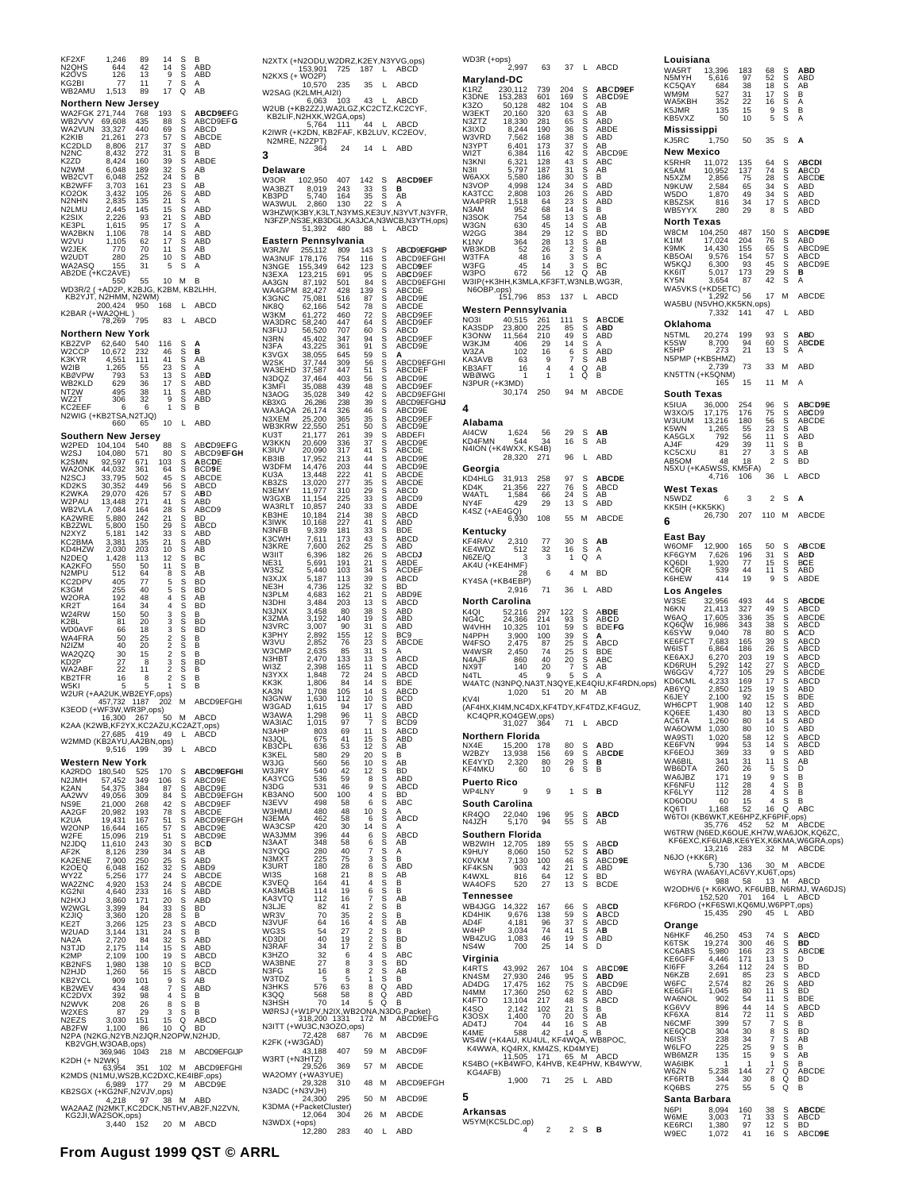| | | | | | |
|---|---|---|---|---|---|
| KF2XF | 1,246 | 89 | 14 | S | B |
| N2QHS | 644 | 42 | 14 | S | ABD |
| K2OVS | 126 | 13 | 9 | S | ABD |
| KG2BI | 77 | 11 | 7 | S | A |
| WB2AMU | 1,513 | 89 | 17 | Q | AB |

## Northern New Jersey

| | | | | | |
|---|---|---|---|---|---|
| WA2FGK | 271,744 | 768 | 193 | S | ABCD9EFG |
| WB2VVV | 69,608 | 435 | 88 | S | ABCD9EFG |
| WA2VUN | 33,327 | 440 | 69 | S | ABCD |
| K2KIB | 21,261 | 273 | 57 | S | ABCDE |
| KC2DLD | 8,806 | 217 | 37 | S | ABD |
| N2NC | 8,432 | 272 | 31 | S | B |
| K2ZD | 8,424 | 160 | 39 | S | ABDE |
| N2WM | 6,048 | 189 | 32 | S | AB |
| WB2CVT | 6,048 | 252 | 24 | S | B |
| KB2WFF | 3,703 | 161 | 23 | S | AB |
| KO2OK | 3,432 | 105 | 26 | S | ABD |
| N2NHN | 2,835 | 135 | 21 | S | A |
| N2LMU | 2,445 | 145 | 15 | S | ABD |
| K2SIX | 2,226 | 93 | 21 | S | ABD |
| KE3PL | 1,615 | 95 | 17 | S | A |
| WA2BKN | 1,106 | 78 | 14 | S | ABD |
| W2VU | 1,105 | 62 | 17 | S | ABD |
| W2JEK | 770 | 70 | 11 | S | AB |
| W2UDT | 280 | 25 | 10 | S | ABD |
| WA2ASQ | 155 | 31 | 5 | S | A |
| AB2DE (+KC2AVE) | 550 | 55 | 10 | M | B |
| WD3R/2 (+AD2P, K2BJG, K2BM, KB2LHH, KB2YJT, N2HMM, N2WM) | 200,424 | 950 | 168 | L | ABCD |
| K2BAR (+WA2QHL ) | 78,269 | 795 | 83 | L | ABCD |

## Northern New York

| | | | | | |
|---|---|---|---|---|---|
| KB2ZVP | 62,640 | 540 | 116 | S | A |
| W2CCP | 10,672 | 232 | 46 | S | B |
| K3KYR | 4,551 | 111 | 41 | S | AB |
| W2IB | 1,265 | 55 | 23 | S | A |
| KBØVPW | 793 | 53 | 13 | S | ABD |
| KB2WLD | 629 | 36 | 17 | S | ABD |
| NT2W | 495 | 38 | 11 | S | ABD |
| WZ2T | 306 | 32 | 9 | S | ABD |
| KC2EEF | 6 | 6 | 1 | S | B |
| N2WIG (+KB2TSA,N2TJQ) | 660 | 65 | 10 | L | ABD |

## Southern New Jersey

| | | | | | |
|---|---|---|---|---|---|
| W2PED | 104,104 | 540 | 88 | S | ABCD9EFG |
| W2SJ | 104,080 | 571 | 80 | S | ABCD9EFGH |
| K2SMN | 92,597 | 671 | 103 | S | ABCDE |
| WA2ONK | 44,032 | 361 | 64 | S | BCD9E |
| N2SCJ | 33,795 | 502 | 45 | S | ABCDE |
| KD2KS | 30,352 | 449 | 56 | S | ABCD |
| K2WKA | 29,070 | 426 | 57 | S | ABD |
| WP2AU | 13,448 | 271 | 41 | S | ABD |
| WB2VLA | 7,084 | 164 | 28 | S | ABCD9 |
| KA2WRE | 5,880 | 242 | 21 | S | BD |
| KB2ZWL | 5,800 | 150 | 29 | S | ABCD |
| N2XYZ | 5,181 | 142 | 33 | S | ABD |
| KC2BMA | 3,381 | 135 | 21 | S | ABD |
| KD4HZW | 2,030 | 203 | 10 | S | AB |
| N2DEQ | 1,428 | 113 | 12 | S | BC |
| KA2KFO | 550 | 50 | 11 | S | B |
| N2MPU | 512 | 64 | 8 | S | AB |
| KC2DPV | 405 | 77 | 5 | S | BD |
| K3GM | 255 | 40 | 5 | S | BD |
| W2ORA | 192 | 48 | 4 | S | AB |
| KR2T | 164 | 34 | 4 | S | BD |
| W24RW | 150 | 50 | 3 | S | B |
| K2BL | 81 | 20 | 3 | S | BD |
| WD0AVF | 66 | 18 | 3 | S | BD |
| WA4FRA | 50 | 25 | 2 | S | B |
| N2IZM | 40 | 20 | 2 | S | B |
| WA2QZQ | 30 | 15 | 2 | S | B |
| KD2P | 27 | 8 | 3 | S | BD |
| WA2ABF | 22 | 11 | 2 | S | B |
| KB2TFR | 16 | 8 | 2 | S | B |
| W5KI | 5 | 5 | 1 | S | B |
| W2UR (+AA2UK,WB2EYF,ops) | 457,732 | 1187 | 202 | M | ABCD9EFGHI |
| K3EOD (+WF3W,WR3P,ops) | 16,300 | 267 | 50 | M | ABCD |
| K2AA (K2WB,KF2YX,KC2AZU,KC2AZT,ops) | 27,685 | 419 | 49 | L | ABCD |
| W2MMD (KB2AYU,AA2BN,ops) | 9,516 | 199 | 39 | L | ABCD |

## Western New York

| | | | | | |
|---|---|---|---|---|---|
| KA2RDO | 180,540 | 525 | 170 | S | ABCD9EFGHI |
| N2JMH | 57,452 | 349 | 106 | S | ABCD9E |
| K2AN | 54,375 | 384 | 87 | S | ABCD9E |
| AA2WV | 49,056 | 309 | 84 | S | ABCD9EFGH |
| NS9E | 21,000 | 268 | 42 | S | ABCD9EF |
| AA2GF | 20,982 | 193 | 78 | S | ABCDE |
| K2UA | 19,431 | 167 | 51 | S | ABCD9EFGH |
| W2ONP | 16,644 | 165 | 57 | S | ABCD9E |
| W2FE | 15,096 | 219 | 51 | S | ABCD9E |
| N2JDQ | 11,610 | 243 | 30 | S | BCD |
| AF2K | 8,126 | 239 | 34 | S | AB |
| KA2ENE | 7,900 | 250 | 25 | S | ABD |
| K2OEQ | 6,048 | 162 | 32 | S | ABD9 |
| WY2Z | 5,256 | 177 | 24 | S | ABCDE |
| WA2ZNC | 4,920 | 153 | 24 | S | ABCDE |
| KG2NI | 4,640 | 233 | 16 | S | ABD |
| N2HXJ | 3,860 | 171 | 20 | S | ABD |
| W2WGL | 3,399 | 84 | 33 | S | BD |
| K2JIQ | 3,360 | 120 | 28 | S | B |
| KE2T | 3,266 | 125 | 23 | S | ABCD |
| W2UAD | 3,144 | 131 | 24 | S | B |
| NA2A | 2,720 | 84 | 32 | S | ABD |
| N3TJD | 2,175 | 114 | 15 | S | ABD |
| K2MP | 2,109 | 100 | 19 | S | ABCD |
| KB2NFS | 1,980 | 138 | 10 | S | BCD |
| N2HJD | 1,260 | 56 | 15 | S | ABCD |
| KB2YCL | 909 | 101 | 9 | S | AB |
| KB2WEV | 434 | 48 | 7 | S | ABD |
| KC2DVX | 392 | 98 | 4 | S | B |
| N2WVK | 208 | 26 | 8 | S | B |
| W2XES | 87 | 29 | 3 | S | B |
| N2EZS | 3,030 | 151 | 15 | Q | ABCD |
| AB2FW | 1,100 | 86 | 10 | Q | BD |
| N2PA (N2KG,N2YB,N2JQR,N2OPW,N2HJD, KB2VGH,W3OAB,ops) | 369,946 | 1043 | 218 | M | ABCD9EFGIJP |
| K2DH (+ N2WK) | 63,954 | 351 | 102 | M | ABCD9EFGHI |
| K2MDS (N1MU,WS2B,KC2DXC,KE4IBF,ops) | 6,989 | 177 | 29 | M | ABCD9E |
| KB2SGX (+KG2NF,N2VJV,ops) | 4,218 | 97 | 38 | M | ABD |
| WA2AAZ (N2MKT,KC2DCK,N5THV,AB2F,N2ZVN, KG2JI,WA2SOK,ops) | 3,440 | 152 | 20 | M | ABCD |
| N2XTX (+N2ODU,W2DRZ,K2EY,N3YVG,ops) | 153,901 | 725 | 187 | L | ABCD |
| N2KXS (+ WO2P) | 10,570 | 235 | 35 | L | ABCD |
| W2SAG (K2LMH,AI2I) | 6,063 | 103 | 43 | L | ABCD |
| W2UB (+KB2ZZJ,WA2LGZ,KC2CTZ,KC2CYF, KB2LIF,N2HXK,W2GA,ops) | 5,764 | 111 | 44 | L | ABCD |
| K2IWR (+K2DN, KB2FAF, KB2LUV, KC2EOV, N2MRE, N2ZPT) | 364 | 24 | 14 | L | ABD |

# 3

## Delaware

| | | | | | |
|---|---|---|---|---|---|
| W3OR | 102,950 | 407 | 142 | S | ABCD9EF |
| WA3BZT | 8,019 | 243 | 33 | S | B |
| KB3PD | 5,740 | 164 | 35 | S | AB |
| WA3WUL | 2,860 | 130 | 22 | S | A |
| W3HZW(K3BY,K3LT,N3YMS,KE3UY,N3YVT,N3YFR, N3FZP,NS3E,KB3DGL,KA3JCA,N3WCB,N3YTH,ops) | 51,392 | 480 | 88 | L | ABCD |

## Eastern Pennsylvania

| | | | | | |
|---|---|---|---|---|---|
| W3RJW | 255,112 | 809 | 143 | S | ABCD9EFGHIP |
| WA3NUF | 178,176 | 754 | 116 | S | ABCD9EFGHI |
| N3NGE | 155,349 | 642 | 123 | S | ABCD9EF |
| N3EXA | 123,215 | 691 | 95 | S | ABCD9EF |
| AA3GN | 87,192 | 501 | 84 | S | ABCD9EFGHI |
| WA4GPM | 82,427 | 428 | 139 | S | ABCDE |
| K3GNC | 75,081 | 516 | 87 | S | ABCD9E |
| NK8Q | 62,166 | 542 | 78 | S | ABCDE |
| W3KM | 61,272 | 460 | 72 | S | ABCD9EF |
| WA3DRC | 58,240 | 447 | 64 | S | ABCD9EF |
| N3FUJ | 56,520 | 707 | 60 | S | ABCD |
| N3RN | 45,402 | 347 | 94 | S | ABCD9EF |
| N3FA | 43,225 | 361 | 91 | S | ABCD9E |
| K3VGX | 38,055 | 645 | 59 | S | A |
| W2SK | 37,744 | 309 | 56 | S | ABCD9EFGHI |
| WA3EHD | 37,587 | 447 | 51 | S | ABCDEF |
| N3DQZ | 37,464 | 403 | 56 | S | ABCD9E |
| K3MFI | 35,088 | 439 | 48 | S | ABCD9EF |
| N3AOG | 35,028 | 349 | 42 | S | ABCD9EFGHI |
| KB3XG | 26,286 | 238 | 39 | S | ABCD9EFGHIJ |
| WA3AQA | 26,174 | 326 | 46 | S | ABCD9E |
| N3XEM | 25,200 | 365 | 35 | S | ABCD9EF |
| WB3KRW | 22,550 | 251 | 50 | S | ABCD9E |
| KU3T | 21,177 | 261 | 39 | S | ABDEFI |
| W3KKN | 20,609 | 336 | 37 | S | ABCD9E |
| K3IUV | 20,090 | 317 | 41 | S | ABCDE |
| KB3IB | 17,952 | 213 | 44 | S | ABCD9E |
| W3DFM | 14,476 | 203 | 44 | S | ABCD9E |
| KU3A | 13,448 | 222 | 41 | S | ABCDE |
| KB3ZS | 13,020 | 277 | 35 | S | ABCDE |
| N3EMY | 11,977 | 310 | 29 | S | ABCD |
| W3GXB | 11,154 | 225 | 33 | S | ABCD9 |
| WA3RLT | 10,857 | 240 | 33 | S | ABDE |
| KB3HE | 10,184 | 214 | 38 | S | ABCD |
| K3WK | 10,168 | 227 | 41 | S | ABD |
| N3NFB | 9,339 | 181 | 33 | S | BDE |
| K3CWH | 7,611 | 173 | 43 | S | ABCD |
| N3KRE | 7,600 | 262 | 25 | S | ABD |
| W3IIT | 6,396 | 182 | 26 | S | ABCDJ |
| NE3I | 5,691 | 191 | 21 | S | ABDE |
| W3SZ | 5,440 | 103 | 34 | S | ACDEF |
| N3XJX | 5,187 | 113 | 39 | S | ABCD |
| NE3H | 4,736 | 125 | 32 | S | BD |
| N3PLM | 4,683 | 162 | 21 | S | ABD9E |
| N3DHI | 3,484 | 203 | 13 | S | ABCD |
| N3NX | 3,458 | 80 | 38 | S | ABD |
| K3ZMA | 3,192 | 140 | 19 | S | ABD |
| N3VRC | 3,007 | 90 | 31 | S | ABD |
| K3PHY | 2,892 | 155 | 12 | S | BC9 |
| W3VU | 2,852 | 76 | 23 | S | ABCDE |
| W3CMP | 2,635 | 85 | 31 | S | A |
| N3HBT | 2,470 | 133 | 13 | S | ABCD |
| WI3Z | 2,398 | 165 | 11 | S | ABCD |
| N3YXX | 1,848 | 72 | 24 | S | ABCD |
| KK3K | 1,806 | 84 | 14 | S | BDE |
| KA3N | 1,708 | 105 | 14 | S | ABCD |
| N3GNW | 1,630 | 112 | 10 | S | BCD |
| W3GAD | 1,615 | 94 | 17 | S | ABD |
| W3AWA | 1,298 | 96 | 11 | S | ABCD |
| WA3IAC | 1,015 | 97 | 7 | S | BCD9 |
| N3AHP | 803 | 69 | 11 | S | ABCD |
| N3QJL | 675 | 41 | 15 | S | ABD |
| KB3CPL | 636 | 53 | 12 | S | AB |
| K3KEL | 580 | 29 | 20 | S | B |
| W3JG | 560 | 56 | 10 | S | AB |
| W3JRY | 540 | 42 | 12 | S | BD |
| KA3YCG | 536 | 59 | 8 | S | ABD |
| N3DG | 531 | 46 | 9 | S | ABCD |
| KB3ANO | 500 | 100 | 4 | S | BD |
| N3EVV | 498 | 58 | 6 | S | ABC |
| W3HMU | 480 | 48 | 10 | S | A |
| N3EMA | 462 | 58 | 6 | S | ABCD |
| WA3CSP | 420 | 30 | 14 | S | A |
| WA3JMM | 396 | 44 | 6 | S | ABCD |
| N3AAT | 348 | 58 | 6 | S | AB |
| N3YQG | 280 | 40 | 7 | S | A |
| N3MXT | 225 | 75 | 3 | S | B |
| K3URT | 180 | 28 | 6 | S | ABD |
| WI3S | 168 | 21 | 8 | S | AB |
| K3VEQ | 164 | 41 | 4 | S | B |
| KA3MGB | 114 | 19 | 6 | S | B |
| KA3VTQ | 112 | 16 | 7 | S | AB |
| N3LJE | 82 | 41 | 2 | S | B |
| WR3V | 70 | 35 | 2 | S | B |
| N3VUF | 64 | 16 | 4 | S | AB |
| WG3S | 54 | 27 | 2 | S | B |
| KD3DI | 40 | 19 | 2 | S | BD |
| N3RAF | 34 | 17 | 2 | S | B |
| K3HZO | 32 | 6 | 4 | S | ABC |
| WA3BNE | 27 | 8 | 3 | S | BD |
| N3FG | 16 | 8 | 2 | S | AB |
| W3TDZ | 5 | 5 | 1 | S | B |
| N3HKS | 576 | 63 | 8 | Q | ABD |
| K3QQ | 568 | 58 | 8 | Q | ABD |
| N3HSH | 70 | 14 | 5 | Q | B |
| WØRSJ (+W1PV,N2IX,WB2ONA,N3DG,Packet) | 318,200 | 1331 | 172 | M | ABCD9EFG |
| N3ITT (+WU3C,N3OZO,ops) | 72,428 | 687 | 76 | M | ABCD9E |
| K2FK (+W3GAD) | 43,188 | 407 | 59 | M | ABCD9F |
| W3RT (+N3HTZ) | 29,526 | 369 | 57 | M | ABCDE |
| WA2OMY (+WA3YUE) | 29,328 | 310 | 48 | M | ABCD9EFGH |
| N3ADC (+N3VJH) | 24,300 | 295 | 50 | M | ABCD9E |
| K3DMA (+PacketCluster) | 12,064 | 304 | 26 | M | ABCDE |
| N3WDX (+ops) | 12,280 | 283 | 40 | L | ABCD |
| WD3R (+ops) | 2,997 | 63 | 37 | L | ABCD |

## Maryland-DC

| | | | | | |
|---|---|---|---|---|---|
| K1RZ | 230,112 | 739 | 204 | S | ABCD9EF |
| K3DNE | 153,283 | 601 | 169 | S | ABCD9E |
| K3ZO | 50,128 | 482 | 104 | S | AB |
| W3EKT | 20,160 | 320 | 63 | S | AB |
| N3ZTZ | 18,330 | 281 | 65 | S | ABD |
| K3IXD | 8,244 | 190 | 36 | S | ABDE |
| W3VRD | 7,562 | 168 | 38 | S | ABD |
| N3YPT | 6,401 | 173 | 37 | S | AB |
| WI2T | 6,384 | 116 | 42 | S | ABCD9E |
| N3KNI | 6,321 | 128 | 43 | S | ABC |
| N3II | 5,797 | 187 | 31 | S | AB |
| W6AXX | 5,580 | 186 | 30 | S | B |
| N3VOP | 4,998 | 124 | 34 | S | ABD |
| KA3TCC | 2,808 | 103 | 26 | S | ABD |
| WA4PRR | 1,518 | 64 | 23 | S | ABD |
| N3AM | 952 | 68 | 14 | S | B |
| N3SOK | 754 | 58 | 13 | S | AB |
| W3GN | 630 | 45 | 14 | S | AB |
| W2GG | 384 | 29 | 12 | S | BD |
| K1NV | 364 | 28 | 13 | S | AB |
| WB3KDB | 52 | 26 | 2 | S | B |
| W3TFA | 48 | 16 | 3 | S | A |
| W3FG | 45 | 14 | 3 | S | BC |
| W3PO | 672 | 56 | 12 | Q | AB |
| W3IP(+K3HH,K3MLA,KF3FT,W3NLB,WG3R, N6OBP,ops) | 151,796 | 853 | 137 | L | ABCD |

## Western Pennsylvania

| | | | | | |
|---|---|---|---|---|---|
| NO3I | 40,515 | 261 | 111 | S | ABCDE |
| KA3SDP | 23,800 | 225 | 85 | S | ABD |
| K3ONW | 11,564 | 210 | 49 | S | ABD |
| W3KJM | 406 | 29 | 14 | S | A |
| W3ZA | 102 | 16 | 6 | S | ABD |
| KA3AVB | 63 | 9 | 7 | S | AB |
| KB3AFT | 16 | 4 | 4 | Q | AB |
| WB0WG | 1 | 1 | 1 | Q | B |
| N3PUR (+K3MD) | 30,174 | 250 | 94 | M | ABCDE |

# 4

## Alabama

| | | | | | |
|---|---|---|---|---|---|
| AI4CW | 1,624 | 56 | 29 | S | AB |
| KD4FMN | 544 | 34 | 16 | S | AB |
| N4ION (+K4WXX, KS4B) | 28,320 | 271 | 96 | L | ABD |

## Georgia

| | | | | | |
|---|---|---|---|---|---|
| KD4HLG | 31,913 | 258 | 97 | S | ABCDE |
| KD4K | 21,356 | 227 | 76 | S | ABCD |
| W4ATL | 1,584 | 66 | 24 | S | AB |
| NY4F | 429 | 29 | 13 | S | ABD |
| K4SZ (+AE4GQ) | 6,930 | 108 | 55 | M | ABCDE |

## Kentucky

| | | | | | |
|---|---|---|---|---|---|
| KF4RAV | 2,310 | 77 | 30 | S | AB |
| KE4WDZ | 512 | 32 | 16 | S | A |
| N6ZE/Q | 3 | 3 | 1 | Q | A |
| AK4U (+KE4HMF) | 28 | 6 | 4 | M | BD |
| KY4SA (+KB4EBP) | 2,916 | 71 | 36 | L | ABD |

## North Carolina

| | | | | | |
|---|---|---|---|---|---|
| K4QI | 52,216 | 297 | 122 | S | ABDE |
| NC4C | 24,366 | 214 | 93 | S | ABCD |
| W4VHH | 10,325 | 101 | 59 | S | BDEFG |
| N4PPH | 3,900 | 100 | 39 | S | A |
| W4FSO | 2,475 | 87 | 25 | S | ABCD |
| W4WSR | 2,450 | 74 | 25 | S | BDE |
| N4AJF | 860 | 40 | 20 | S | ABC |
| NX9T | 140 | 20 | 7 | S | AB |
| N4TL | 45 | 9 | 5 | S | A |
| W4ATC (N3NPQ,NA3T,N3QYE,KE4QIU,KF4RDN,ops) | 1,020 | 51 | 20 | M | AB |
| KV4I (AF4HX,KI4M,NC4DX,KF4TDY,KF4TDZ,KF4GUZ, KC4QPR,KO4GEW,ops) | 31,027 | 364 | 71 | L | ABCD |

## Northern Florida

| | | | | | |
|---|---|---|---|---|---|
| NX4E | 15,200 | 178 | 80 | S | ABD |
| W2BZY | 13,938 | 156 | 69 | S | ABCDE |
| KE4YYD | 2,320 | 80 | 29 | S | B |
| KF4MKU | 60 | 10 | 6 | S | B |

## Puerto Rico

| | | | | | |
|---|---|---|---|---|---|
| WP4LNY | 9 | 9 | 1 | S | B |

## South Carolina

| | | | | | |
|---|---|---|---|---|---|
| KR4QO | 22,040 | 196 | 95 | S | ABCD |
| N4JZH | 5,170 | 94 | 55 | S | AB |

## Southern Florida

| | | | | | |
|---|---|---|---|---|---|
| WB2WIH | 12,705 | 189 | 55 | S | ABCD |
| K9HUY | 8,060 | 150 | 52 | S | ABD |
| K0VKM | 7,130 | 100 | 46 | S | ABCD9E |
| KF4KSN | 903 | 42 | 21 | S | ABD |
| K4WXL | 816 | 64 | 12 | S | BD |
| WA4OFS | 520 | 27 | 13 | S | BCDE |

## Tennessee

| | | | | | |
|---|---|---|---|---|---|
| WB4JGG | 14,322 | 167 | 66 | S | ABCD |
| KD4HIK | 9,676 | 138 | 59 | S | ABCD |
| AD4F | 4,181 | 96 | 37 | S | ABCD |
| W4HP | 3,034 | 74 | 41 | S | AB |
| WB4ZUG | 1,083 | 46 | 19 | S | ABD |
| NS4W | 700 | 25 | 14 | S | D |

## Virginia

| | | | | | |
|---|---|---|---|---|---|
| K4RTS | 43,992 | 267 | 104 | S | ABCD9E |
| KN4SM | 27,930 | 246 | 95 | S | ABD |
| AD4DG | 17,475 | 162 | 75 | S | ABCD9E |
| N4MM | 17,360 | 250 | 62 | S | ABD |
| K4FTO | 13,104 | 217 | 48 | S | ABCD |
| K4SO | 2,142 | 102 | 21 | S | B |
| K3OSX | 1,400 | 70 | 20 | S | AB |
| AD4TJ | 704 | 44 | 16 | S | AB |
| K4ME | 588 | 42 | 14 | S | B |
| WS4W (+K4AU, KU4UL, KF4WQA, WB8POC, K4WWA, KQ4RX, KM4ZS, KD4MYE) | 11,505 | 171 | 65 | M | ABCD |
| KS4BO (+KB4WFO, K4HVB, KE4PHW, KB4WYW, KG4AFB) | 1,900 | 71 | 25 | L | ABD |

# 5

## Arkansas

| | | | | | |
|---|---|---|---|---|---|
| W5YM(KC5LDC,op) | 4 | 2 | 2 | S | B |

## Louisiana

| | | | | | |
|---|---|---|---|---|---|
| WA5RT | 13,396 | 183 | 68 | S | ABD |
| N5MYH | 5,616 | 97 | 52 | S | ABD |
| KC5QAY | 684 | 38 | 18 | S | AB |
| WM9M | 527 | 31 | 17 | S | B |
| WA5KBH | 352 | 22 | 16 | S | A |
| K5JMR | 135 | 15 | 9 | S | B |
| KB5VXZ | 50 | 10 | 5 | S | A |

## Mississippi

| | | | | | |
|---|---|---|---|---|---|
| KJ5RC | 1,750 | 50 | 35 | S | A |

## New Mexico

| | | | | | |
|---|---|---|---|---|---|
| K5RHR | 11,072 | 135 | 64 | S | ABCDI |
| K5AM | 10,952 | 137 | 74 | S | ABCD |
| N5XZM | 2,856 | 75 | 28 | S | ABCDE |
| N9KUW | 2,584 | 65 | 34 | S | ABD |
| W5DO | 1,870 | 49 | 34 | S | ABD |
| KB5ZSK | 816 | 34 | 17 | S | ABCD |
| WB5YYX | 280 | 29 | 8 | S | ABD |

## North Texas

| | | | | | |
|---|---|---|---|---|---|
| W8CM | 104,250 | 487 | 150 | S | ABCD9E |
| K1IM | 17,024 | 204 | 76 | S | ABD |
| K9MK | 14,430 | 155 | 65 | S | ABCD9E |
| KB5OAI | 9,576 | 154 | 57 | S | ABCD |
| W5KQJ | 6,300 | 93 | 45 | S | ABCD9E |
| KK6IT | 5,017 | 173 | 29 | S | B |
| KY5N | 3,654 | 87 | 42 | S | A |
| WA5VKS (+KD5ETC) | 1,292 | 56 | 17 | M | ABCDE |
| WA5BU (N5VHO,KK5KN,ops) | 7,332 | 141 | 47 | L | ABCD |

## Oklahoma

| | | | | | |
|---|---|---|---|---|---|
| N5TML | 20,274 | 199 | 93 | S | ABD |
| K5SW | 8,700 | 94 | 60 | S | ABCDE |
| K5HP | 273 | 21 | 13 | S | A |
| N5PMP (+KB5HMZ) | 2,739 | 73 | 33 | M | ABD |
| KN5TTN (+K5QNM) | 165 | 15 | 11 | M | A |

## South Texas

| | | | | | |
|---|---|---|---|---|---|
| K5IUA | 36,000 | 254 | 98 | S | ABCD9E |
| W3XO/5 | 17,175 | 176 | 75 | S | ABCD9 |
| W3UUM | 13,216 | 180 | 56 | S | ABCDE |
| K5WN | 1,265 | 55 | 23 | S | AB |
| KA5GLX | 792 | 56 | 11 | S | ABD |
| AJ4F | 429 | 39 | 11 | S | B |
| KC5CXU | 81 | 27 | 3 | S | AB |
| AB5OM | 48 | 18 | 2 | S | BD |
| N5XU (+KA5WSS, KM5FA) | 4,716 | 106 | 36 | L | ABCD |

## West Texas

| | | | | | |
|---|---|---|---|---|---|
| N5WDZ | 6 | 3 | 2 | S | A |
| KK5IH (+KK5KK) | 26,730 | 207 | 110 | M | ABCDE |

# 6

## East Bay

| | | | | | |
|---|---|---|---|---|---|
| W6OMF | 12,900 | 165 | 50 | S | ABCDE |
| KF6GYM | 7,626 | 196 | 31 | S | ABD |
| KQ6DI | 1,920 | 77 | 15 | S | BCE |
| KC6QR | 539 | 44 | 11 | S | ABD |
| K6HEW | 414 | 19 | 9 | S | ABDE |

## Los Angeles

| | | | | | |
|---|---|---|---|---|---|
| W3SE | 32,956 | 493 | 44 | S | ABCDE |
| N6KN | 21,413 | 327 | 49 | S | ABCD |
| W6AQ | 17,605 | 336 | 35 | S | ABCDE |
| KQ6QW | 16,986 | 343 | 38 | S | ABCD |
| K6SYW | 9,040 | 78 | 80 | S | ACD |
| KE6FCT | 7,683 | 165 | 39 | S | ABCD |
| W6IST | 6,864 | 186 | 26 | S | ABCD |
| KE6AXJ | 6,270 | 203 | 19 | S | ABCD |
| KD6RUH | 5,292 | 142 | 27 | S | ABCD |
| W6GGV | 4,727 | 105 | 29 | S | ABCDE |
| KD6CML | 4,233 | 169 | 17 | S | ABCD |
| AB6YQ | 2,850 | 125 | 19 | S | ABD |
| K6JEY | 2,100 | 92 | 15 | S | BDE |
| WH6CPT | 1,908 | 140 | 12 | S | ABD |
| KQ6EE | 1,430 | 80 | 13 | S | ABCD |
| AC6TA | 1,260 | 80 | 14 | S | ABD |
| WA6OWM | 1,030 | 80 | 10 | S | ABD |
| WA9STI | 1,020 | 58 | 12 | S | ABCD |
| KE6FVN | 994 | 53 | 14 | S | ABCD |
| KF6EOJ | 369 | 33 | 9 | S | ABD |
| WA6BIL | 341 | 31 | 11 | S | AB |
| WB6DTA | 260 | 26 | 5 | S | D |
| WA6JBZ | 171 | 19 | 9 | S | B |
| KF6NFU | 112 | 28 | 4 | S | B |
| KF6LYY | 112 | 28 | 4 | S | B |
| KD6ODU | 60 | 15 | 4 | S | B |
| KQ6TI | 1,168 | 52 | 16 | Q | ABC |
| W6TOI (KB6WKT,KE6HPZ,KF6PIF,ops) | 35,776 | 452 | 52 | M | ABCDE |
| W6TRW (N6ED,K6OUE,KH7W,WA6JOK,KQ6ZC, KF6EXC,KF6UAB,KE6YEX,K6KMA,W6GRA,ops) | 13,216 | 283 | 32 | M | ABCDE |
| N6JO (+KK6R) | 5,730 | 136 | 30 | M | ABCDE |
| W6YRA (WA6AYI,AC6VY,KU6T,ops) | 988 | 58 | 13 | M | ABCD |
| W2ODH/6 (+ K6KWO, KF6UBB, N6RMJ, WA6DJS) | 152,520 | 701 | 164 | L | ABCD |
| KF6RDO (+KF6SWI,KQ6MU,W6PPT,ops) | 15,435 | 290 | 45 | L | ABD |

## Orange

| | | | | | |
|---|---|---|---|---|---|
| N6HKF | 46,250 | 453 | 74 | S | ABCD |
| K6TSK | 19,274 | 300 | 46 | S | BD |
| KC6ABS | 5,980 | 166 | 23 | S | ABCDE |
| KE6GFF | 4,446 | 171 | 13 | S | D |
| KI6FF | 3,264 | 112 | 24 | S | BD |
| N6KZB | 2,691 | 85 | 23 | S | ABCD |
| W6FC | 2,574 | 82 | 26 | S | ABD |
| KE6GFI | 1,045 | 80 | 11 | S | BD |
| WA6NOL | 902 | 54 | 11 | S | BDE |
| KG6VV | 896 | 44 | 14 | S | ABD |
| KF6XA | 814 | 72 | 11 | S | ABD |
| N6CMF | 399 | 57 | 7 | S | B |
| KE6QCB | 304 | 30 | 8 | S | BD |
| N6ISY | 238 | 34 | 7 | S | AB |
| W6LFO | 225 | 25 | 9 | S | B |
| WB6MZR | 135 | 15 | 9 | S | AB |
| WA6IBK | 1 | 1 | 1 | S | B |
| W6ZN | 5,238 | 144 | 27 | Q | ABCDE |
| KF6RTB | 344 | 30 | 8 | Q | BD |
| KQ6BS | 275 | 55 | 5 | Q | B |

## Santa Barbara

| | | | | | |
|---|---|---|---|---|---|
| N6PI | 8,094 | 160 | 38 | S | ABCDE |
| W6ME | 3,003 | 71 | 33 | S | ABCD |
| KE6RCI | 1,380 | 97 | 12 | S | BD |
| W9EC | 1,072 | 41 | 16 | S | ABCD9E |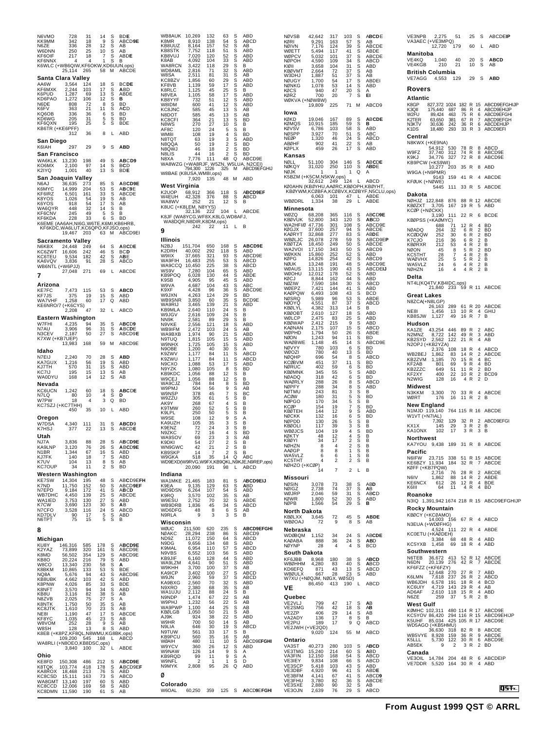N6VMO 728 31 14 S BDE
KK9MM 342 18 9 S ABCD9E
N6ZE 336 28 12 S AB
W6DNN 250 25 10 S AB
KF6OIF 217 18 7 S ABDE
KF6NNX 4 4 1 S B
K6WLC (+WB6QIW,KF6OKW,KD6UUN,ops)
25,114 265 58 M ABCDE

### Santa Clara Valley

AA6W 3,564 124 18 S BCDE
KF6MXK 2,244 103 17 S ABD
K6PUD 1,287 69 13 S ABDE
KD6PAO 1,272 106 12 S B
N6DE 808 72 8 S BD
K6FV 363 21 11 S ABD
KQ6OB 336 36 6 S BD
KD6WG 205 31 5 S BD
KF6QXN 195 25 5 S BDE
KB6TR (+KE6PFF)
312 36 8 L ABD

### San Diego

K6IAH 297 29 9 S ABD

### San Francisco

WA6KLK 13,230 198 49 S ABCD9
KO6MX 2,100 97 14 S BCD
K2IYQ 1,001 40 13 S BDE

### San Joaquin Valley

N6AJ 36,635 273 85 S ABCD9E
K6MYC 14,999 204 53 S ABC9E
KF6IRZ 6,501 161 33 S ABCDE
K8YOS 1,026 54 19 S AB
K6YOS 918 54 17 S AB
WA6QYR 448 32 14 S B
KF6CNV 245 49 5 S B
KF6KDA 228 33 6 S BD
K6EME (AA6AH,NI6G,W6TE,K6MI,KB6HRB, KF6KDC,WA6LUT,KC6QPO,KFJSO,ops)
19,467 203 63 M ABCD9EI

### Sacramento Valley

N6KBX 24,448 249 64 S ABCDE
KC6ZWT 16,606 242 46 S BCD
KC6TEU 9,534 182 42 S ABE
KA6VQV 3,836 91 28 S ABCD
WB6NTL (+W6PJJ)
27,048 271 69 L ABCDE

## 7

### Arizona

KE7FC 7,473 115 53 S ABCD
KF7JS 375 19 15 S ABD
WA7VHF 1,258 60 17 Q ABD
KE6NRO/7 (+K6CYS)
2,208 47 32 L ABCD

### Eastern Washington

W7FHI 4,235 94 35 S ABCD9
N7AU 3,906 96 31 S ABCDE
N3CEV 2,187 50 27 S ABCD9E
K7XW (+KB7UEP)
13,983 168 59 M ABCD9E

### Idaho

N7EIJ 2,240 70 28 S ABD
KA7GUX 1,216 56 19 S ABD
KJ7TH 570 31 15 S ABD
KC7IJ 195 15 13 S AB
WA0DYU 168 14 12 S AB

### Nevada

KC6UCN 1,242 60 18 S ABCDE
N7LQ 80 10 4 S D
W7PW 18 4 3 Q BD
KC7SZJ (+KC7THH)
450 35 10 L ABD

### Oregon

W7DSA 4,340 111 31 S ABCD9
K7HSJ 377 22 13 S ABCDE

### Utah

NJ7A 3,836 88 28 S ABCD9E
KA9LNP 3,120 76 26 S ABCD9E
N1BR 1,344 67 16 S ABD
KJ7FK 140 18 7 S ABD
K7UV 104 13 8 S AB
KC7OUP 34 11 2 S BD

### Western Washington

KE7SW 14,304 195 48 S ABCD9EFH
K7ND 11,750 152 50 S ABCD9EF
N7EPD 9,184 172 41 S ABCD
WB7DHC 4,450 139 25 S ABCDE
WA1IED 3,753 130 27 S ABD
K7CW 3,690 123 30 S AB
N7CFO 3,528 116 24 S ABCD
KD7DLV 90 17 5 S ABD
N6TPT 75 15 5 S B

## 8

### Michigan

KU8Y 146,316 585 178 S ABCD9E
K2YAZ 73,899 320 161 S ABCD9E
K8MD 56,502 354 129 S ABCD9E
KB8O 20,224 216 79 S ABD
W8CO 13,340 230 58 S A
K8BKM 10,865 133 53 S BDE
NQ8A 5,676 94 43 S ABCD9E
KB8UBK 4,662 103 42 S ABD
K8PNW 4,026 85 33 S BDE
K8NFT 3,570 94 34 S ABD
KB8U 3,116 82 38 S AB
N8ZVB 2,025 75 27 S A
K8NTK 1,750 50 35 S AB
KC8JTK 1,610 70 23 S AB
NE8I 1,190 47 17 S ABCDE
KF8YC 1,035 45 23 S AB
W8VOM 252 28 9 S AB
W8SH 128 13 8 S ABD
K8EB (+K8PZ,KF8QL,N8WMU,KG8BK,ops)
109,200 545 168 L ABCD
WA8RLI (+N8OEO,KB8DSC,ops)
3,840 100 32 L ABDE

### Ohio

KE8FD 150,308 486 212 S ABCD9E
KB8TQK 103,774 418 178 S ABCD9EF
KA8ROX 18,468 213 76 S ABD
KC8CSD 15,111 163 73 S ABCD
WA8GMT 13,140 197 60 S ABD
KC8CCD 12,006 169 58 S ABD
KC8DMN 11,590 190 61 S AB
WB8AUK 10,269 132 63 S ABD
K8MR 8,910 138 54 S ABCD
KB8UUZ 8,164 157 52 S AB
KB8STK 7,752 118 51 S ABD
KB8VUJ 7,020 120 52 S ABD
K8AB 4,092 104 33 S ABD
WA8RCN 3,422 118 29 S B
WD8AML 2,816 71 32 S ABD
W8SA 2,511 81 31 S AB
KC8BZV 1,856 60 29 S ABD
KF8VB 1,139 59 17 S ABD
K8RLC 1,125 45 25 S B
N8VEA 1,105 58 17 S ABD
KB8YYF 732 51 12 S ABD
W8IDM 600 41 12 S ABD
KC8JNC 585 45 13 S AB
N8DOT 585 45 13 S AB
KC8CFI 364 21 13 S BD
N8WS 270 27 10 S B
AF8C 120 24 5 S B
WM8I 108 19 4 S BD
N8TQT 63 19 3 S ABD
N8QQA 50 19 2 S BD
N8QWJ 46 18 2 S BD
N8LIS 44 16 2 S BD
N8XA 7,776 111 48 Q ABCD9E
WA8WZG (+WA8RJF, W5ZN, W5LUA, N2CEI)
794,300 1226 325 M ABCD9EFGHIJ
W8BAE (K8USA,WM8I,ops)
7,920 135 48 M ABD

### West Virginia

K2UOP 68,912 366 118 S ABCD9EF
W4EUH 42,328 376 88 S ABCD
WA8WV 252 21 12 S B
K8UC (+K8LEM, N8YYS)
32,136 222 104 L ABCDE
K8JF (WA8YCG,WF8X,K8LG,WD8AFJ, WA8DQR,N8DIR,K8DM,ops)
242 22 11 L B

## 9

### Illinois

N2BJ 151,704 650 168 S ABCD9E
K2DRH 40,002 292 118 S ABD
W9IIX 37,665 321 93 S ABCD9E
WA9FIH 16,483 255 53 S ABCD
WA9CCQ 10,450 225 38 S ABCD
WS9V 7,280 104 65 S ABD
KB9POQ 6,028 130 44 S ABDE
K9SB 4,905 95 45 S ABD
W9VA 4,687 104 43 S ABC
K9XF 4,428 96 36 S ABCD9E
W9JXN 4,263 124 29 S BD
WB9SNR 3,850 60 35 S BCD9E
WA9RIJ 3,465 139 21 S ABD
KB9MLA 2,640 110 24 S B
W9JGV 2,616 109 24 S B
NN9K 2,581 89 29 S B
N9VKE 2,556 121 18 S ABD
WB9IFM 2,472 103 24 S AB
WA9EKB 1,974 90 21 S ABD
N9TUQ 1,815 105 15 S ABD
W9NHX 1,725 105 15 S ABD
N9OBE 1,200 40 30 S A
K9ZWV 1,177 84 11 S ABCD
K9ZWU 1,177 84 11 S ABCD
N9CXO 1,088 53 17 S ABD
N9YZK 1,080 105 8 S BD
KB9KDC 1,056 88 12 S B
W9CEJ 1,056 88 12 S B
WA9CJZ 784 84 8 S BD
W9PMJ 504 56 9 S AB
W9NSP 378 45 7 S BC
W9ZZU 305 61 5 S B
AK9Y 268 67 4 S B
K9TMW 260 52 5 S B
K9LPL 250 50 5 S B
W9SE 108 12 9 S A
KA9UZH 105 35 3 S B
K9ENZ 72 24 3 S B
N9ZKC 72 16 4 S BD
WA9SOV 69 23 3 S AB
K9DKI 54 27 2 S B
WN9GWC 42 21 2 S B
KB9SKP 14 7 2 S B
W9GKA 518 35 14 Q ABC
WD9EXD(W9RVG,W9FX,KB9QKL,N9KJE,N9REP,ops)
20,090 191 98 L ABCD

### Indiana

WA1MKE 21,465 183 81 S ABCD9EIJ
K9EA 9,135 129 63 S ABD
WD9DSN 6,264 107 54 S ABD
K9RQ 3,570 102 35 S AB
W9ESU 2,752 70 32 S ABDE
WB9DRB 1,836 45 34 S ABCD
WD6DFG 48 8 6 S AB
N9RLA 9 3 3 S B

### Wisconsin

W0UC 211,500 620 235 S ABCD9EFGHI
N0AKC 28,294 238 86 S ABCD9
ND9Z 11,072 150 64 S ABCD
N9DG 9,656 134 68 S ABD
K9MAL 6,954 110 57 S ABCD
N9VBS 6,552 103 56 S ABD
KB9JIF 6,160 128 44 S ABD
WA9LZM 4,641 90 51 S ABD
W9KHH 3,700 100 37 S AB
KA9ICP 3,402 100 27 S ABCD
W9JN 2,960 59 37 S ABCD
KA9BXG 2,560 70 32 S ABD
N9XRO 2,380 68 35 S AB
WA1UJU 2,112 88 24 S B
N9NDP 1,474 67 22 S AB
W9PHJ 1,232 56 22 S ABD
WA9PWP 1,100 44 25 S AB
KB0LGB 1,050 50 21 S AB
AJ9K 924 38 22 S ABD
W9HR 700 50 14 S AB
N9LIA 646 30 19 S ABCD
N9TUW 561 33 17 S B
KB9PCU 560 35 16 S AB
W0AIH 480 11 10 S ABCD9EFGHI
W9YCV 360 26 12 S ABD
W9NAW 126 14 9 S A
KB9RQD 99 11 9 S A
W9NFL 2 1 1 S D
N9MYK 2,808 95 26 Q ABD

## 0

### Colorado

W6OAL 60,250 359 125 S ABCD9EFGHI
N0VSB 42,642 317 103 S ABCDE
K0RI 9,291 163 57 S AB
N0IVN 7,176 124 39 S ABCDE
W0ETT 5,494 117 41 S ABDE
W0PCV 5,032 101 37 S ABCDE
N0POH 4,590 109 34 S ABCD
KI0II 3,658 104 31 S ABD
KB0VMT 2,664 72 37 S AB
W3DHJ 1,887 51 37 S AB
N0UGY 1,700 54 17 S ABDEI
N0NKG 1,078 53 14 S ABD
K0CS 940 47 20 S A
K0RZ 700 20 7 S EI
W0KVA (+N0WBW)
19,809 225 71 M ABCD9

### Iowa

K0KD 19,046 167 89 S ABCDE
K0MQS 10,915 185 59 S B
K0VSV 6,786 103 58 S ABD
N0SPP 3,927 70 51 S ABC
NE0P 1,320 46 24 S ABCD
AB0HF 902 41 22 S AB
K0PLX 459 26 17 S ABD

### Kansas

N0LL 51,100 304 146 S ABCDE
N0KQY 31,020 250 110 S ABDE
N0JK 1 1 1 Q A
K5BZM (+K5CM,N5KW,ops)
32,612 249 124 L ABCD
K0OAHN (KB0YHU,AA0RC,KB0OPH,KB0YHT, KB0YWM,KC0BFA,KC0BVX,KC0BYF,N5CLU,ops)
6,063 101 47 L ABDE
WB0DRL 1,334 38 29 L ABDE

### Minnesota

W0ZQ 68,208 365 116 S ABCD9E
KB0VUK 52,800 343 120 S ABCD
WA2HFI/0 47,736 301 108 S ABCD9E
K0GJX 37,600 257 94 S ABCDE
KA0RYT 32,868 277 83 S ABDE
WB0LJC 26,078 278 59 S ABCD9EP
KB0TZA 18,450 249 50 S ABCDE
WA2VOI 17,150 343 50 S ABCD9
W0KKN 15,860 252 52 S ABD
K0PG 14,826 254 42 S ABCD9
N0UK 13,248 191 48 S ABCD9E
W0AUS 13,115 190 43 S ABCDEIJ
W0OHU 12,012 178 52 S ABD
K0CJ 8,844 162 44 S ABD
N0ZIW 7,590 184 30 S ABCD
W0EPZ 7,421 144 41 S ABD
KA0PQW 6,493 108 43 S BCD
N0SRQ 5,989 96 53 S ABDE
N0OYQ 4,551 87 37 S ABCD
KB0LYL 4,382 313 14 S B
KB0OBT 2,610 127 18 S ABD
W0LCP 2,475 83 25 S ABD
KB0WAP 2,412 215 9 S ABD
KA0NAN 2,175 107 15 S ABCD
W0PHD 1,794 50 26 S ABDE
N0ON 1,243 94 11 S BD
WA0BWE 1,148 45 14 S ABCD9E
N0VYY 780 103 6 S BD
W0OZI 780 40 13 S BD
N0QHP 696 54 8 S ABCD
KC0BVM 451 37 11 S BD
N0RUC 402 59 6 S BD
KB0MNK 345 55 5 S ABD
N0ADQ 318 42 6 S BD
WA0RLY 288 26 8 S ABCD
N0PFY 288 34 8 S ABD
N0TMU 243 81 3 S B
AC0W 180 31 5 S BD
N0PGO 170 34 5 S B
KC0P 154 19 7 S BD
KB0TEH 144 12 9 S ABD
N0CKK 132 16 6 S BD
N0PDD 130 26 5 S B
KB0OLI 117 39 3 S B
WB0JCS 104 19 4 S BD
K0KTY 48 12 4 S B
KB0YI 34 17 2 S B
N0HZN 8 4 2 S B
AA0GP 8 8 1 S B
WA5VLZ 6 6 1 S B
KC5THT 4 2 2 S B
N0HZO (+KC0P)
14 7 2 L B

### Missouri

N0SIN 3,078 73 38 S ABD
N0IGZ 2,738 74 37 S AB
W0JRP 2,046 59 31 S ABCD
K0WR 1,800 52 30 S ABD
N0PB 1,566 54 29 S B

### North Dakota

KB0LXX 3,645 72 45 S ABDE
WB0OAJ 72 9 8 S AB

### Nebraska

WD0BQM 1,152 34 24 S ABCDE
KA0ABA 888 36 24 S ABD
N0YNP 28 4 4 S BCD

### South Dakota

KF6JBB 8,968 180 38 S ABCD
WB0HHM 4,280 83 40 S ABCD
KD6EFQ 871 43 13 S ABCD
WB0ULX 667 28 23 S ABD
W7XU (+N0QJM, N0GX, W0SD)
86,450 413 190 L ABCD

## VE

### Quebec

VE2VLJ 799 47 17 S AB
VE2SMG 756 42 18 S AB
VE2ZP 406 29 14 S AB
VA2ADY 136 17 8 S B
VE2PIJ 189 17 9 Q ABCD
VE2JWH (+VE2QD)
9,020 124 55 M ABCD

### Ontario

VA3ST 40,273 280 103 S ABCD
VE3TMG 15,240 214 60 S ABD
VA3FIN 12,150 168 54 S ABCD
VE3IEY 9,834 108 66 S ABCD
VE3SCP 5,418 103 43 S ABD
VE3DBF 4,920 96 41 S ABDE
VE3BFM 4,141 67 41 S ABCD9
VE3FHU 3,780 82 36 S ABCDE
VE3SXE 2,880 90 32 S AB
VE3OJN 2,639 76 29 S ABCD
VE3NPB 2,275 51 25 S ABCDEIP
VA3AEC (+VE3MPQ)
12,720 179 60 L ABD

### Manitoba

VE4KQ 1,040 40 20 S ABCD
VE4KGB 210 21 10 S AB

### British Columbia

VE7AGG 4,553 129 29 S ABD

## Rovers

### Atlantic

K8GP 827,372 1024 182 R 15 ABCD9EFGHIJP
K3QII 175,440 687 86 R 4 ABCD9EHIJP
W2FU 89,424 463 75 R 6 ABCD9EFGHI
K2TER 63,650 381 67 R 7 ABCD9EFGH
N3KTV 30,636 242 36 R 6 ABCDEHIJP
K1DS 18,480 293 33 R 3 ABCD9EFI

### Central

N8KWX (+KE9NA)
54,912 530 78 R 8 ABCD
W9FZ 37,740 312 74 R 8 ABCD9E
K9KJ 34,776 327 72 R 8 ABCD9E
KB9PCW (+KS9WI)
10,277 203 35 R 8 ABD
W9GA (+N9PMR)
9143 159 41 R 4 ABCDE
KF0UK (+N0WE)
5445 111 33 R 5 ABCDE

### Dakota

N0HJZ 122,848 876 88 R 12 ABCDE
KB0ZXT 3,705 167 19 R 5 ABD
KC0P (+N0CKK)
3,190 111 22 R 6 BCDE
KB0PSS (+KA0MYC)
688 71 12 R 4 BD
N0ADQ 264 32 6 R 2 BD
KC0DQW 252 30 6 R 2 BD
K7CJO 216 36 6 R 2 B
KB0RXR 212 53 4 R 2 B
N0ON 45 8 5 R 2 BD
KC5THT 28 7 4 R 2 B
WA0VHX 25 5 5 R 2 B
WA5VLZ 24 6 4 R 2 B
N0HZN 16 4 4 R 2 B

### Delta

NT4L(KQ4TV,KB4IDC,ops)
21,840 233 59 R 11 ABCDE

### Great Lakes

N8ZCA(+N8LGP)
26,163 289 61 R 20 ABCDE
NE8I 1,456 13 10 R 4 GHIJ
KB8SJW 1,127 49 16 R 7 B

### Hudson

KA1ZE 43,254 446 89 R 2 ABC
N2MNZ 8,722 142 49 R 3 ABD
KB2SYD 2,562 122 21 R 4 AB
N2OPJ (+KB2YZA)
2,376 108 18 R 4 ABCD
WB2BEJ 1,862 83 14 R 2 ABCDE
KB2VZM 1,185 70 15 R 4 BC
KF2AB 801 69 9 R 4 BD
KB2ZZC 649 51 11 R 2 BD
KF2XY 400 22 10 R 2 BCD9
N2WIG 128 16 4 R 2 D

### Midwest

N3KKM 3,300 70 33 R 4 ABCDE
W0RT 176 16 11 R 2 B

### New England

N1MJD 119,140 764 115 R 16 ABCDE
W1VT (+N7IAL)
7,392 129 32 R 2 ABCD9EFGI
KX1X 145 29 3 R 2 B
KA1ONX 102 17 3 R 3 B

### Northwest

KA7YOU 9,438 189 31 R 8 ABCDE

### Pacific

N6IFW 23,715 338 51 R 15 ABCDE
KE6BZY 11,934 184 32 R 7 ABCDE
K0FF (+KB7PQW)
2,716 76 28 R 2 ABCDE
N6IV 1,862 88 14 R 2 ABDE
KE6NCX 612 26 12 R 4 BDE
K6III 64 11 4 R 4 BD

### Roanoke

N3IQ 1,391,942 1674 218 R 15 ABCD9EFGHIJP

### Rocky Mountain

KB0CY (+KC0AMO)
14,003 156 67 R 4 ABCD
N3EUA (+WD0FHG)
4,524 111 22 R 4 ABDE
KC0ETU (+KA0DEH)
3,384 68 48 R 4 ABD
KC5YXB 1,458 69 18 R 4 ABD

### Southwestern

N6TEB 36,672 413 52 R 12 ABCDE
N6DN 20,139 276 42 R 7 ABCDE
KF6FZZ (+KF6FZY)
12,648 270 27 R 7 ABD
K6LMN 7,618 237 26 R 2 ABCD
WB6JDH 6,578 191 18 R 4 BCD
KC6UIY 4,719 143 29 R 4 AB
AD6AF 2,610 118 15 R 4 ABD
N6ZE 259 37 5 R 2 B

### West Gulf

K0MHC 102,311 480 114 R 17 ABCD9E
KC5YOV 86,420 294 116 R 15 ABCD9EHIJP
K5UHF 85,034 425 105 R 17 ABCD9E
WD5AGO (+KB5HMU)
36,630 318 82 R 8 ABCDE
WB5VYE 8,928 159 36 R 9 ABCDE
K5LLL 5,730 122 30 R 6 ABCD9E
AB5EK 9 2 3 R 2 BD

### Canada

VE3OIL 14,784 204 48 R 6 ABCDEIP
VE7DDR 5,520 164 30 R 4 ABD

**From August 1999 QST © ARRL**